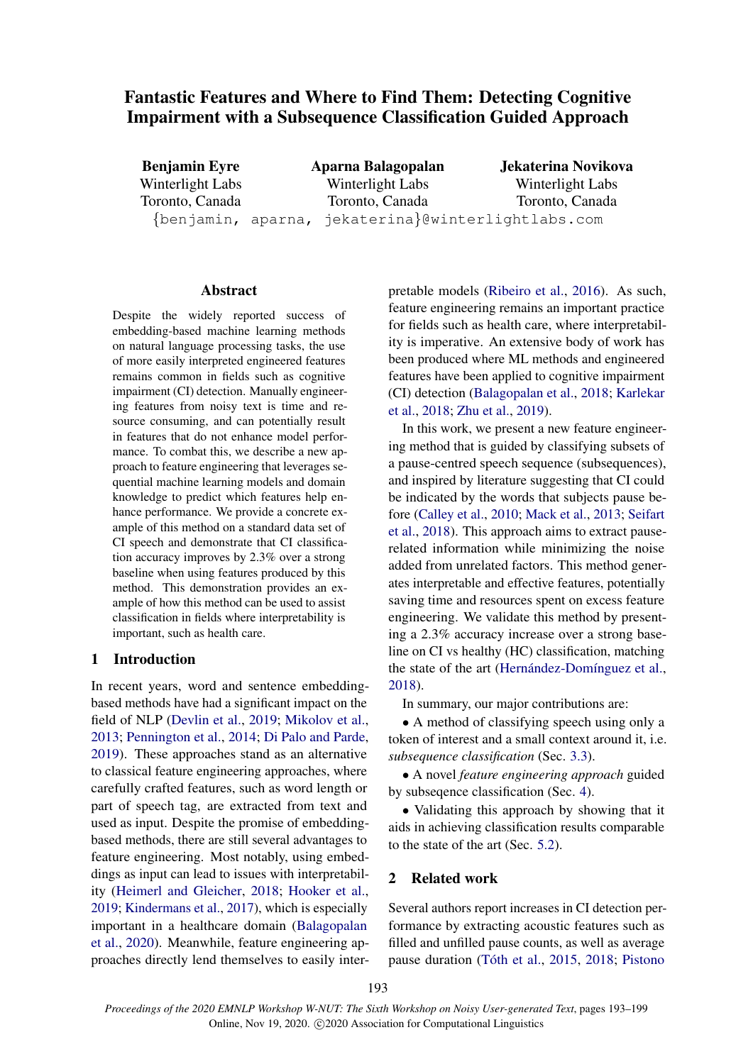# Fantastic Features and Where to Find Them: Detecting Cognitive Impairment with a Subsequence Classification Guided Approach

**Benjamin Eyre**
Winterlight Labs
Toronto, Canada

**Aparna Balagopalan**
Winterlight Labs
Toronto, Canada

**Jekaterina Novikova**
Winterlight Labs
Toronto, Canada

{benjamin, aparna, jekaterina}@winterlightlabs.com

## Abstract

Despite the widely reported success of embedding-based machine learning methods on natural language processing tasks, the use of more easily interpreted engineered features remains common in fields such as cognitive impairment (CI) detection. Manually engineering features from noisy text is time and resource consuming, and can potentially result in features that do not enhance model performance. To combat this, we describe a new approach to feature engineering that leverages sequential machine learning models and domain knowledge to predict which features help enhance performance. We provide a concrete example of this method on a standard data set of CI speech and demonstrate that CI classification accuracy improves by 2.3% over a strong baseline when using features produced by this method. This demonstration provides an example of how this method can be used to assist classification in fields where interpretability is important, such as health care.

## 1 Introduction

In recent years, word and sentence embedding-based methods have had a significant impact on the field of NLP (Devlin et al., 2019; Mikolov et al., 2013; Pennington et al., 2014; Di Palo and Parde, 2019). These approaches stand as an alternative to classical feature engineering approaches, where carefully crafted features, such as word length or part of speech tag, are extracted from text and used as input. Despite the promise of embedding-based methods, there are still several advantages to feature engineering. Most notably, using embeddings as input can lead to issues with interpretability (Heimerl and Gleicher, 2018; Hooker et al., 2019; Kindermans et al., 2017), which is especially important in a healthcare domain (Balagopalan et al., 2020). Meanwhile, feature engineering approaches directly lend themselves to easily interpretable models (Ribeiro et al., 2016). As such, feature engineering remains an important practice for fields such as health care, where interpretability is imperative. An extensive body of work has been produced where ML methods and engineered features have been applied to cognitive impairment (CI) detection (Balagopalan et al., 2018; Karlekar et al., 2018; Zhu et al., 2019).

In this work, we present a new feature engineering method that is guided by classifying subsets of a pause-centred speech sequence (subsequences), and inspired by literature suggesting that CI could be indicated by the words that subjects pause before (Calley et al., 2010; Mack et al., 2013; Seifart et al., 2018). This approach aims to extract pause-related information while minimizing the noise added from unrelated factors. This method generates interpretable and effective features, potentially saving time and resources spent on excess feature engineering. We validate this method by presenting a 2.3% accuracy increase over a strong baseline on CI vs healthy (HC) classification, matching the state of the art (Hernández-Domínguez et al., 2018).

In summary, our major contributions are:

- A method of classifying speech using only a token of interest and a small context around it, i.e. *subsequence classification* (Sec. 3.3).
- A novel *feature engineering approach* guided by subseqence classification (Sec. 4).
- Validating this approach by showing that it aids in achieving classification results comparable to the state of the art (Sec. 5.2).

## 2 Related work

Several authors report increases in CI detection performance by extracting acoustic features such as filled and unfilled pause counts, as well as average pause duration (Tóth et al., 2015, 2018; Pistono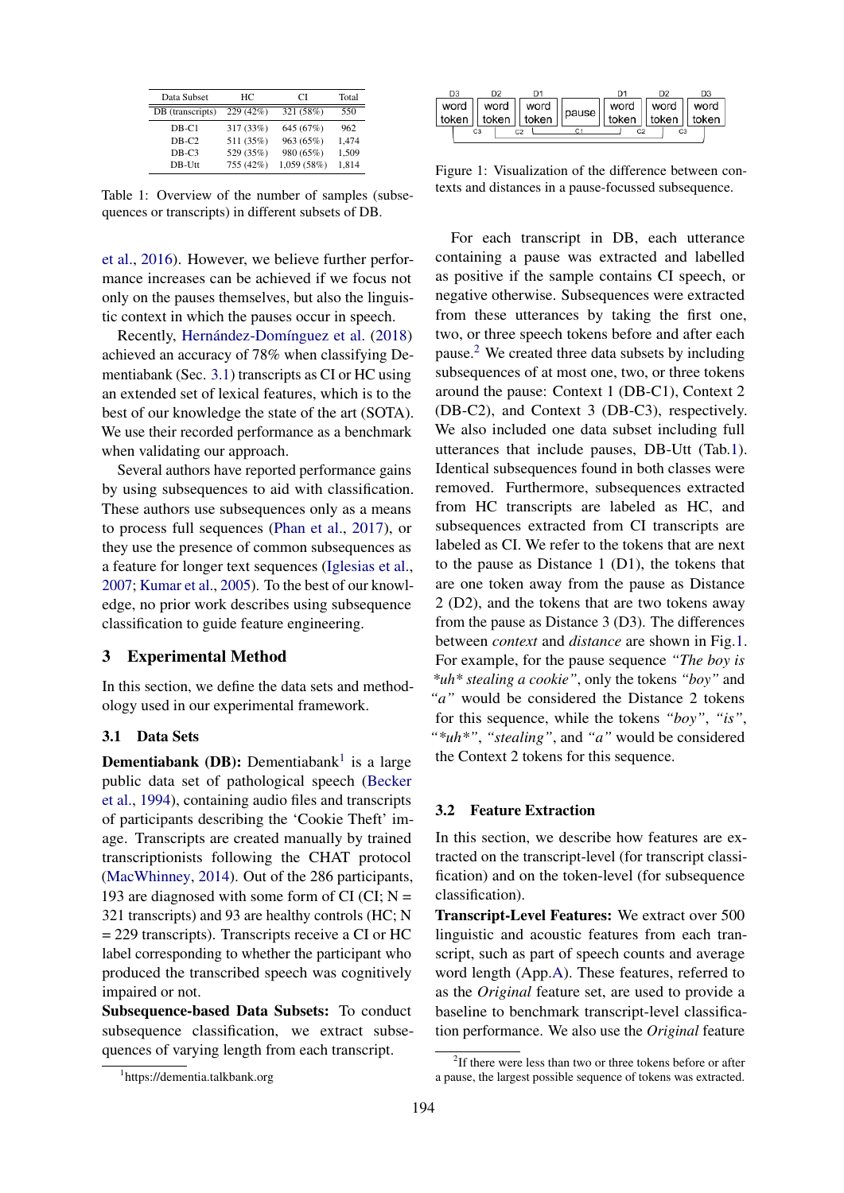| Data Subset | HC | CI | Total |
|---|---|---|---|
| DB (transcripts) | 229 (42%) | 321 (58%) | 550 |
| DB-C1 | 317 (33%) | 645 (67%) | 962 |
| DB-C2 | 511 (35%) | 963 (65%) | 1,474 |
| DB-C3 | 529 (35%) | 980 (65%) | 1,509 |
| DB-Utt | 755 (42%) | 1,059 (58%) | 1,814 |

Table 1: Overview of the number of samples (subsequences or transcripts) in different subsets of DB.

et al., 2016). However, we believe further performance increases can be achieved if we focus not only on the pauses themselves, but also the linguistic context in which the pauses occur in speech.

Recently, Hernández-Domínguez et al. (2018) achieved an accuracy of 78% when classifying Dementiabank (Sec. 3.1) transcripts as CI or HC using an extended set of lexical features, which is to the best of our knowledge the state of the art (SOTA). We use their recorded performance as a benchmark when validating our approach.

Several authors have reported performance gains by using subsequences to aid with classification. These authors use subsequences only as a means to process full sequences (Phan et al., 2017), or they use the presence of common subsequences as a feature for longer text sequences (Iglesias et al., 2007; Kumar et al., 2005). To the best of our knowledge, no prior work describes using subsequence classification to guide feature engineering.

## 3 Experimental Method

In this section, we define the data sets and methodology used in our experimental framework.

### 3.1 Data Sets

**Dementiabank (DB):** Dementiabank[1] is a large public data set of pathological speech (Becker et al., 1994), containing audio files and transcripts of participants describing the 'Cookie Theft' image. Transcripts are created manually by trained transcriptionists following the CHAT protocol (MacWhinney, 2014). Out of the 286 participants, 193 are diagnosed with some form of CI (CI; N = 321 transcripts) and 93 are healthy controls (HC; N = 229 transcripts). Transcripts receive a CI or HC label corresponding to whether the participant who produced the transcribed speech was cognitively impaired or not.

**Subsequence-based Data Subsets:** To conduct subsequence classification, we extract subsequences of varying length from each transcript.

[1] https://dementia.talkbank.org

| D3 | D2 | D1 | | D1 | D2 | D3 |
|---|---|---|---|---|---|---|
| word token | word token | word token | pause | word token | word token | word token |

Figure 1: Visualization of the difference between contexts and distances in a pause-focussed subsequence.

For each transcript in DB, each utterance containing a pause was extracted and labelled as positive if the sample contains CI speech, or negative otherwise. Subsequences were extracted from these utterances by taking the first one, two, or three speech tokens before and after each pause.[2] We created three data subsets by including subsequences of at most one, two, or three tokens around the pause: Context 1 (DB-C1), Context 2 (DB-C2), and Context 3 (DB-C3), respectively. We also included one data subset including full utterances that include pauses, DB-Utt (Tab.1). Identical subsequences found in both classes were removed. Furthermore, subsequences extracted from HC transcripts are labeled as HC, and subsequences extracted from CI transcripts are labeled as CI. We refer to the tokens that are next to the pause as Distance 1 (D1), the tokens that are one token away from the pause as Distance 2 (D2), and the tokens that are two tokens away from the pause as Distance 3 (D3). The differences between *context* and *distance* are shown in Fig.1. For example, for the pause sequence *"The boy is \*uh\* stealing a cookie"*, only the tokens *"boy"* and *"a"* would be considered the Distance 2 tokens for this sequence, while the tokens *"boy"*, *"is"*, *"\*uh\*"*, *"stealing"*, and *"a"* would be considered the Context 2 tokens for this sequence.

### 3.2 Feature Extraction

In this section, we describe how features are extracted on the transcript-level (for transcript classification) and on the token-level (for subsequence classification).

**Transcript-Level Features:** We extract over 500 linguistic and acoustic features from each transcript, such as part of speech counts and average word length (App.A). These features, referred to as the *Original* feature set, are used to provide a baseline to benchmark transcript-level classification performance. We also use the *Original* feature

[2] If there were less than two or three tokens before or after a pause, the largest possible sequence of tokens was extracted.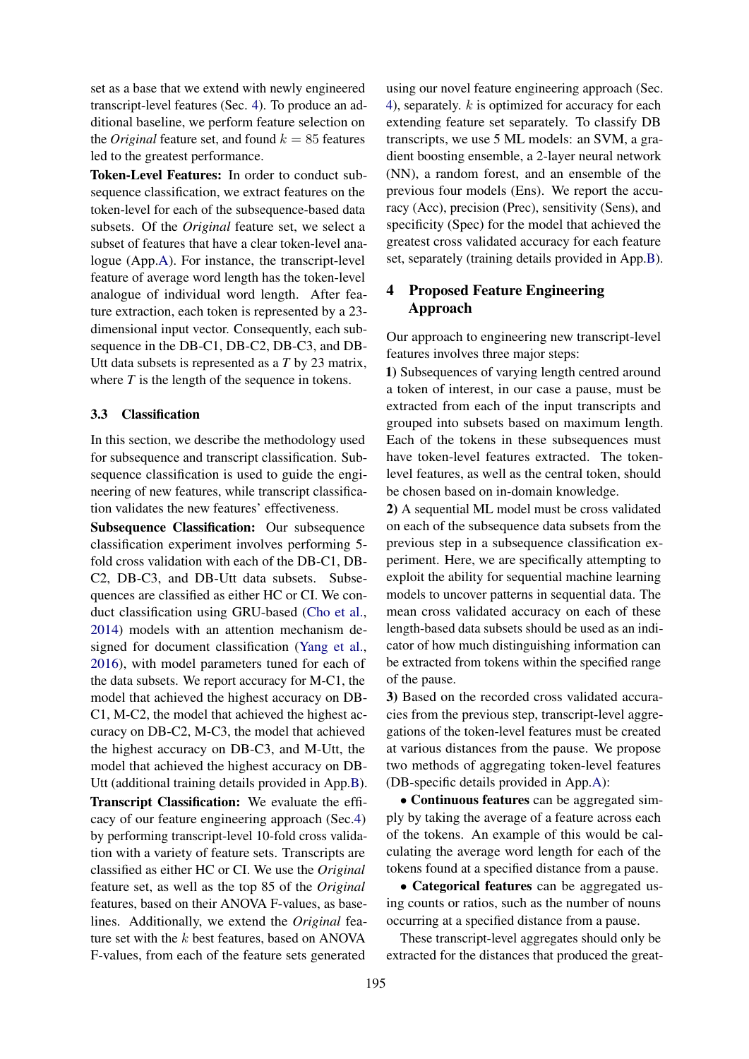set as a base that we extend with newly engineered transcript-level features (Sec. 4). To produce an additional baseline, we perform feature selection on the *Original* feature set, and found $k = 85$ features led to the greatest performance.

**Token-Level Features:** In order to conduct subsequence classification, we extract features on the token-level for each of the subsequence-based data subsets. Of the *Original* feature set, we select a subset of features that have a clear token-level analogue (App.A). For instance, the transcript-level feature of average word length has the token-level analogue of individual word length. After feature extraction, each token is represented by a 23-dimensional input vector. Consequently, each subsequence in the DB-C1, DB-C2, DB-C3, and DB-Utt data subsets is represented as a $T$ by 23 matrix, where $T$ is the length of the sequence in tokens.

### 3.3 Classification

In this section, we describe the methodology used for subsequence and transcript classification. Subsequence classification is used to guide the engineering of new features, while transcript classification validates the new features' effectiveness.

**Subsequence Classification:** Our subsequence classification experiment involves performing 5-fold cross validation with each of the DB-C1, DB-C2, DB-C3, and DB-Utt data subsets. Subsequences are classified as either HC or CI. We conduct classification using GRU-based (Cho et al., 2014) models with an attention mechanism designed for document classification (Yang et al., 2016), with model parameters tuned for each of the data subsets. We report accuracy for M-C1, the model that achieved the highest accuracy on DB-C1, M-C2, the model that achieved the highest accuracy on DB-C2, M-C3, the model that achieved the highest accuracy on DB-C3, and M-Utt, the model that achieved the highest accuracy on DB-Utt (additional training details provided in App.B).

**Transcript Classification:** We evaluate the efficacy of our feature engineering approach (Sec.4) by performing transcript-level 10-fold cross validation with a variety of feature sets. Transcripts are classified as either HC or CI. We use the *Original* feature set, as well as the top 85 of the *Original* features, based on their ANOVA F-values, as baselines. Additionally, we extend the *Original* feature set with the $k$ best features, based on ANOVA F-values, from each of the feature sets generated using our novel feature engineering approach (Sec. 4), separately. $k$ is optimized for accuracy for each extending feature set separately. To classify DB transcripts, we use 5 ML models: an SVM, a gradient boosting ensemble, a 2-layer neural network (NN), a random forest, and an ensemble of the previous four models (Ens). We report the accuracy (Acc), precision (Prec), sensitivity (Sens), and specificity (Spec) for the model that achieved the greatest cross validated accuracy for each feature set, separately (training details provided in App.B).

## 4 Proposed Feature Engineering Approach

Our approach to engineering new transcript-level features involves three major steps:

**1)** Subsequences of varying length centred around a token of interest, in our case a pause, must be extracted from each of the input transcripts and grouped into subsets based on maximum length. Each of the tokens in these subsequences must have token-level features extracted. The token-level features, as well as the central token, should be chosen based on in-domain knowledge.

**2)** A sequential ML model must be cross validated on each of the subsequence data subsets from the previous step in a subsequence classification experiment. Here, we are specifically attempting to exploit the ability for sequential machine learning models to uncover patterns in sequential data. The mean cross validated accuracy on each of these length-based data subsets should be used as an indicator of how much distinguishing information can be extracted from tokens within the specified range of the pause.

**3)** Based on the recorded cross validated accuracies from the previous step, transcript-level aggregations of the token-level features must be created at various distances from the pause. We propose two methods of aggregating token-level features (DB-specific details provided in App.A):

- **Continuous features** can be aggregated simply by taking the average of a feature across each of the tokens. An example of this would be calculating the average word length for each of the tokens found at a specified distance from a pause.
- **Categorical features** can be aggregated using counts or ratios, such as the number of nouns occurring at a specified distance from a pause.

These transcript-level aggregates should only be extracted for the distances that produced the great-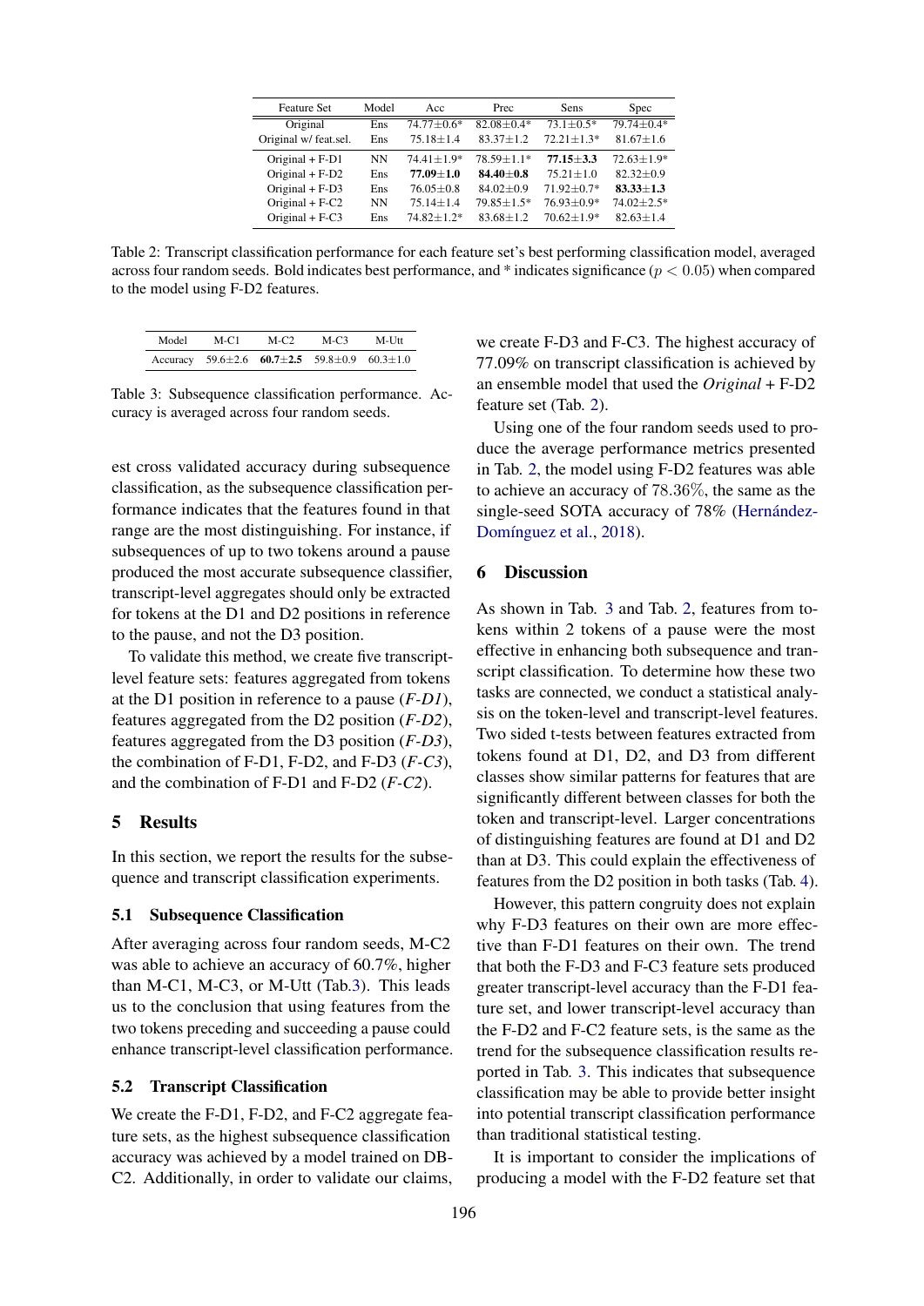| Feature Set | Model | Acc | Prec | Sens | Spec |
|---|---|---|---|---|---|
| Original | Ens | 74.77±0.6* | 82.08±0.4* | 73.1±0.5* | 79.74±0.4* |
| Original w/ feat.sel. | Ens | 75.18±1.4 | 83.37±1.2 | 72.21±1.3* | 81.67±1.6 |
| Original + F-D1 | NN | 74.41±1.9* | 78.59±1.1* | **77.15±3.3** | 72.63±1.9* |
| Original + F-D2 | Ens | **77.09±1.0** | **84.40±0.8** | 75.21±1.0 | 82.32±0.9 |
| Original + F-D3 | Ens | 76.05±0.8 | 84.02±0.9 | 71.92±0.7* | **83.33±1.3** |
| Original + F-C2 | NN | 75.14±1.4 | 79.85±1.5* | 76.93±0.9* | 74.02±2.5* |
| Original + F-C3 | Ens | 74.82±1.2* | 83.68±1.2 | 70.62±1.9* | 82.63±1.4 |

Table 2: Transcript classification performance for each feature set's best performing classification model, averaged across four random seeds. Bold indicates best performance, and * indicates significance ($p < 0.05$) when compared to the model using F-D2 features.

| Model | M-C1 | M-C2 | M-C3 | M-Utt |
|---|---|---|---|---|
| Accuracy | 59.6±2.6 | **60.7±2.5** | 59.8±0.9 | 60.3±1.0 |

Table 3: Subsequence classification performance. Accuracy is averaged across four random seeds.

est cross validated accuracy during subsequence classification, as the subsequence classification performance indicates that the features found in that range are the most distinguishing. For instance, if subsequences of up to two tokens around a pause produced the most accurate subsequence classifier, transcript-level aggregates should only be extracted for tokens at the D1 and D2 positions in reference to the pause, and not the D3 position.

To validate this method, we create five transcript-level feature sets: features aggregated from tokens at the D1 position in reference to a pause (*F-D1*), features aggregated from the D2 position (*F-D2*), features aggregated from the D3 position (*F-D3*), the combination of F-D1, F-D2, and F-D3 (*F-C3*), and the combination of F-D1 and F-D2 (*F-C2*).

## 5 Results

In this section, we report the results for the subsequence and transcript classification experiments.

### 5.1 Subsequence Classification

After averaging across four random seeds, M-C2 was able to achieve an accuracy of 60.7%, higher than M-C1, M-C3, or M-Utt (Tab.3). This leads us to the conclusion that using features from the two tokens preceding and succeeding a pause could enhance transcript-level classification performance.

### 5.2 Transcript Classification

We create the F-D1, F-D2, and F-C2 aggregate feature sets, as the highest subsequence classification accuracy was achieved by a model trained on DB-C2. Additionally, in order to validate our claims, we create F-D3 and F-C3. The highest accuracy of 77.09% on transcript classification is achieved by an ensemble model that used the *Original* + F-D2 feature set (Tab. 2).

Using one of the four random seeds used to produce the average performance metrics presented in Tab. 2, the model using F-D2 features was able to achieve an accuracy of 78.36%, the same as the single-seed SOTA accuracy of 78% (Hernández-Domínguez et al., 2018).

## 6 Discussion

As shown in Tab. 3 and Tab. 2, features from tokens within 2 tokens of a pause were the most effective in enhancing both subsequence and transcript classification. To determine how these two tasks are connected, we conduct a statistical analysis on the token-level and transcript-level features. Two sided t-tests between features extracted from tokens found at D1, D2, and D3 from different classes show similar patterns for features that are significantly different between classes for both the token and transcript-level. Larger concentrations of distinguishing features are found at D1 and D2 than at D3. This could explain the effectiveness of features from the D2 position in both tasks (Tab. 4).

However, this pattern congruity does not explain why F-D3 features on their own are more effective than F-D1 features on their own. The trend that both the F-D3 and F-C3 feature sets produced greater transcript-level accuracy than the F-D1 feature set, and lower transcript-level accuracy than the F-D2 and F-C2 feature sets, is the same as the trend for the subsequence classification results reported in Tab. 3. This indicates that subsequence classification may be able to provide better insight into potential transcript classification performance than traditional statistical testing.

It is important to consider the implications of producing a model with the F-D2 feature set that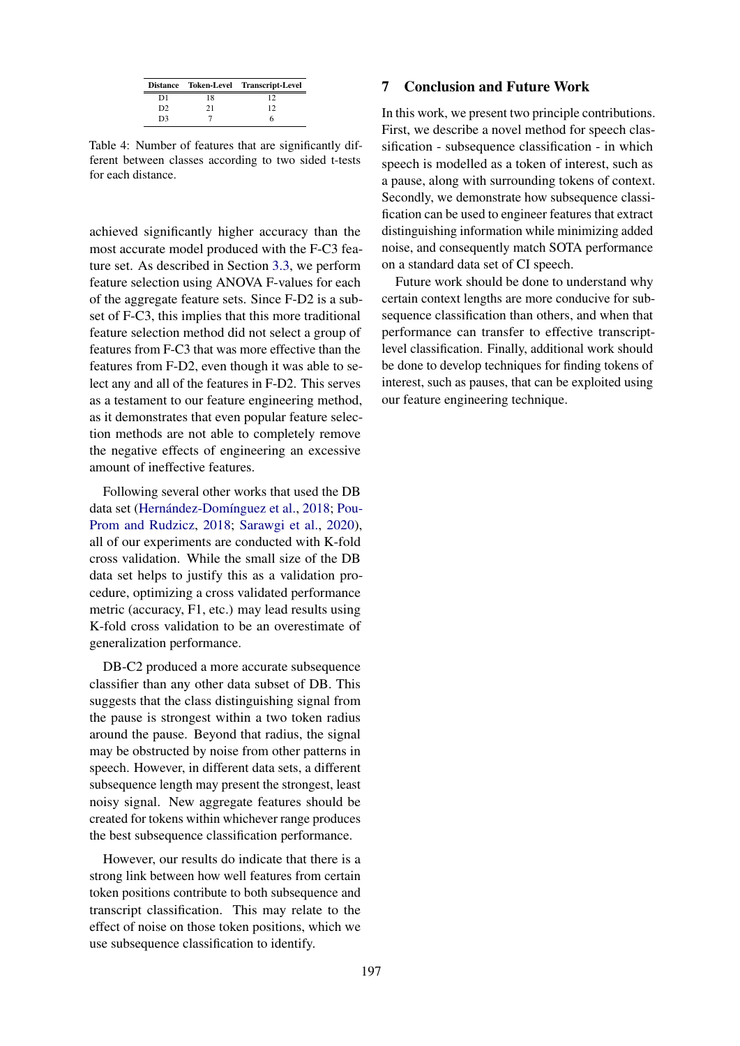| Distance | Token-Level | Transcript-Level |
|---|---|---|
| D1 | 18 | 12 |
| D2 | 21 | 12 |
| D3 | 7 | 6 |

Table 4: Number of features that are significantly different between classes according to two sided t-tests for each distance.

achieved significantly higher accuracy than the most accurate model produced with the F-C3 feature set. As described in Section 3.3, we perform feature selection using ANOVA F-values for each of the aggregate feature sets. Since F-D2 is a subset of F-C3, this implies that this more traditional feature selection method did not select a group of features from F-C3 that was more effective than the features from F-D2, even though it was able to select any and all of the features in F-D2. This serves as a testament to our feature engineering method, as it demonstrates that even popular feature selection methods are not able to completely remove the negative effects of engineering an excessive amount of ineffective features.

Following several other works that used the DB data set (Hernández-Domínguez et al., 2018; Pou-Prom and Rudzicz, 2018; Sarawgi et al., 2020), all of our experiments are conducted with K-fold cross validation. While the small size of the DB data set helps to justify this as a validation procedure, optimizing a cross validated performance metric (accuracy, F1, etc.) may lead results using K-fold cross validation to be an overestimate of generalization performance.

DB-C2 produced a more accurate subsequence classifier than any other data subset of DB. This suggests that the class distinguishing signal from the pause is strongest within a two token radius around the pause. Beyond that radius, the signal may be obstructed by noise from other patterns in speech. However, in different data sets, a different subsequence length may present the strongest, least noisy signal. New aggregate features should be created for tokens within whichever range produces the best subsequence classification performance.

However, our results do indicate that there is a strong link between how well features from certain token positions contribute to both subsequence and transcript classification. This may relate to the effect of noise on those token positions, which we use subsequence classification to identify.

## 7 Conclusion and Future Work

In this work, we present two principle contributions. First, we describe a novel method for speech classification - subsequence classification - in which speech is modelled as a token of interest, such as a pause, along with surrounding tokens of context. Secondly, we demonstrate how subsequence classification can be used to engineer features that extract distinguishing information while minimizing added noise, and consequently match SOTA performance on a standard data set of CI speech.

Future work should be done to understand why certain context lengths are more conducive for subsequence classification than others, and when that performance can transfer to effective transcript-level classification. Finally, additional work should be done to develop techniques for finding tokens of interest, such as pauses, that can be exploited using our feature engineering technique.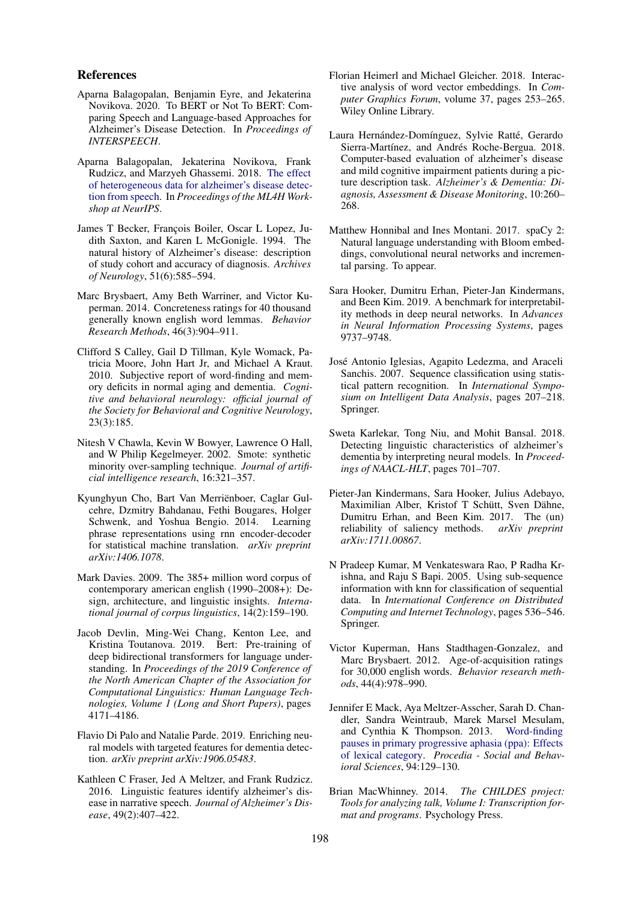## References

Aparna Balagopalan, Benjamin Eyre, and Jekaterina Novikova. 2020. To BERT or Not To BERT: Comparing Speech and Language-based Approaches for Alzheimer's Disease Detection. In *Proceedings of INTERSPEECH*.

Aparna Balagopalan, Jekaterina Novikova, Frank Rudzicz, and Marzyeh Ghassemi. 2018. The effect of heterogeneous data for alzheimer's disease detection from speech. In *Proceedings of the ML4H Workshop at NeurIPS*.

James T Becker, François Boiler, Oscar L Lopez, Judith Saxton, and Karen L McGonigle. 1994. The natural history of Alzheimer's disease: description of study cohort and accuracy of diagnosis. *Archives of Neurology*, 51(6):585–594.

Marc Brysbaert, Amy Beth Warriner, and Victor Kuperman. 2014. Concreteness ratings for 40 thousand generally known english word lemmas. *Behavior Research Methods*, 46(3):904–911.

Clifford S Calley, Gail D Tillman, Kyle Womack, Patricia Moore, John Hart Jr, and Michael A Kraut. 2010. Subjective report of word-finding and memory deficits in normal aging and dementia. *Cognitive and behavioral neurology: official journal of the Society for Behavioral and Cognitive Neurology*, 23(3):185.

Nitesh V Chawla, Kevin W Bowyer, Lawrence O Hall, and W Philip Kegelmeyer. 2002. Smote: synthetic minority over-sampling technique. *Journal of artificial intelligence research*, 16:321–357.

Kyunghyun Cho, Bart Van Merriënboer, Caglar Gulcehre, Dzmitry Bahdanau, Fethi Bougares, Holger Schwenk, and Yoshua Bengio. 2014. Learning phrase representations using rnn encoder-decoder for statistical machine translation. *arXiv preprint arXiv:1406.1078*.

Mark Davies. 2009. The 385+ million word corpus of contemporary american english (1990–2008+): Design, architecture, and linguistic insights. *International journal of corpus linguistics*, 14(2):159–190.

Jacob Devlin, Ming-Wei Chang, Kenton Lee, and Kristina Toutanova. 2019. Bert: Pre-training of deep bidirectional transformers for language understanding. In *Proceedings of the 2019 Conference of the North American Chapter of the Association for Computational Linguistics: Human Language Technologies, Volume 1 (Long and Short Papers)*, pages 4171–4186.

Flavio Di Palo and Natalie Parde. 2019. Enriching neural models with targeted features for dementia detection. *arXiv preprint arXiv:1906.05483*.

Kathleen C Fraser, Jed A Meltzer, and Frank Rudzicz. 2016. Linguistic features identify alzheimer's disease in narrative speech. *Journal of Alzheimer's Disease*, 49(2):407–422.

Florian Heimerl and Michael Gleicher. 2018. Interactive analysis of word vector embeddings. In *Computer Graphics Forum*, volume 37, pages 253–265. Wiley Online Library.

Laura Hernández-Domínguez, Sylvie Ratté, Gerardo Sierra-Martínez, and Andrés Roche-Bergua. 2018. Computer-based evaluation of alzheimer's disease and mild cognitive impairment patients during a picture description task. *Alzheimer's & Dementia: Diagnosis, Assessment & Disease Monitoring*, 10:260–268.

Matthew Honnibal and Ines Montani. 2017. spaCy 2: Natural language understanding with Bloom embeddings, convolutional neural networks and incremental parsing. To appear.

Sara Hooker, Dumitru Erhan, Pieter-Jan Kindermans, and Been Kim. 2019. A benchmark for interpretability methods in deep neural networks. In *Advances in Neural Information Processing Systems*, pages 9737–9748.

José Antonio Iglesias, Agapito Ledezma, and Araceli Sanchis. 2007. Sequence classification using statistical pattern recognition. In *International Symposium on Intelligent Data Analysis*, pages 207–218. Springer.

Sweta Karlekar, Tong Niu, and Mohit Bansal. 2018. Detecting linguistic characteristics of alzheimer's dementia by interpreting neural models. In *Proceedings of NAACL-HLT*, pages 701–707.

Pieter-Jan Kindermans, Sara Hooker, Julius Adebayo, Maximilian Alber, Kristof T Schütt, Sven Dähne, Dumitru Erhan, and Been Kim. 2017. The (un) reliability of saliency methods. *arXiv preprint arXiv:1711.00867*.

N Pradeep Kumar, M Venkateswara Rao, P Radha Krishna, and Raju S Bapi. 2005. Using sub-sequence information with knn for classification of sequential data. In *International Conference on Distributed Computing and Internet Technology*, pages 536–546. Springer.

Victor Kuperman, Hans Stadthagen-Gonzalez, and Marc Brysbaert. 2012. Age-of-acquisition ratings for 30,000 english words. *Behavior research methods*, 44(4):978–990.

Jennifer E Mack, Aya Meltzer-Asscher, Sarah D. Chandler, Sandra Weintraub, Marek Marsel Mesulam, and Cynthia K Thompson. 2013. Word-finding pauses in primary progressive aphasia (ppa): Effects of lexical category. *Procedia - Social and Behavioral Sciences*, 94:129–130.

Brian MacWhinney. 2014. *The CHILDES project: Tools for analyzing talk, Volume I: Transcription format and programs*. Psychology Press.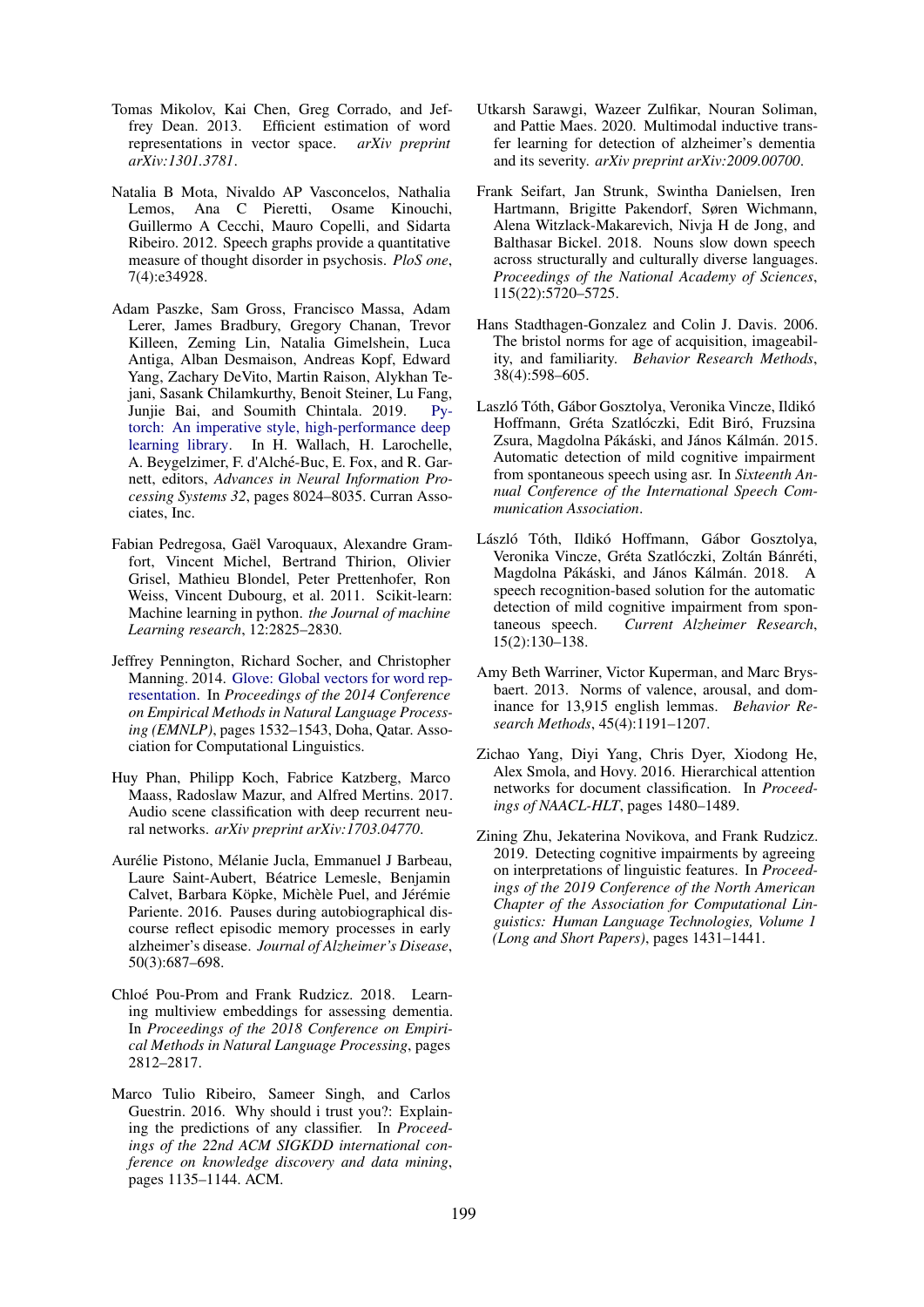Tomas Mikolov, Kai Chen, Greg Corrado, and Jeffrey Dean. 2013. Efficient estimation of word representations in vector space. *arXiv preprint arXiv:1301.3781*.

Natalia B Mota, Nivaldo AP Vasconcelos, Nathalia Lemos, Ana C Pieretti, Osame Kinouchi, Guillermo A Cecchi, Mauro Copelli, and Sidarta Ribeiro. 2012. Speech graphs provide a quantitative measure of thought disorder in psychosis. *PloS one*, 7(4):e34928.

Adam Paszke, Sam Gross, Francisco Massa, Adam Lerer, James Bradbury, Gregory Chanan, Trevor Killeen, Zeming Lin, Natalia Gimelshein, Luca Antiga, Alban Desmaison, Andreas Kopf, Edward Yang, Zachary DeVito, Martin Raison, Alykhan Tejani, Sasank Chilamkurthy, Benoit Steiner, Lu Fang, Junjie Bai, and Soumith Chintala. 2019. Pytorch: An imperative style, high-performance deep learning library. In H. Wallach, H. Larochelle, A. Beygelzimer, F. d'Alché-Buc, E. Fox, and R. Garnett, editors, *Advances in Neural Information Processing Systems 32*, pages 8024–8035. Curran Associates, Inc.

Fabian Pedregosa, Gaël Varoquaux, Alexandre Gramfort, Vincent Michel, Bertrand Thirion, Olivier Grisel, Mathieu Blondel, Peter Prettenhofer, Ron Weiss, Vincent Dubourg, et al. 2011. Scikit-learn: Machine learning in python. *the Journal of machine Learning research*, 12:2825–2830.

Jeffrey Pennington, Richard Socher, and Christopher Manning. 2014. Glove: Global vectors for word representation. In *Proceedings of the 2014 Conference on Empirical Methods in Natural Language Processing (EMNLP)*, pages 1532–1543, Doha, Qatar. Association for Computational Linguistics.

Huy Phan, Philipp Koch, Fabrice Katzberg, Marco Maass, Radoslaw Mazur, and Alfred Mertins. 2017. Audio scene classification with deep recurrent neural networks. *arXiv preprint arXiv:1703.04770*.

Aurélie Pistono, Mélanie Jucla, Emmanuel J Barbeau, Laure Saint-Aubert, Béatrice Lemesle, Benjamin Calvet, Barbara Köpke, Michèle Puel, and Jérémie Pariente. 2016. Pauses during autobiographical discourse reflect episodic memory processes in early alzheimer's disease. *Journal of Alzheimer's Disease*, 50(3):687–698.

Chloé Pou-Prom and Frank Rudzicz. 2018. Learning multiview embeddings for assessing dementia. In *Proceedings of the 2018 Conference on Empirical Methods in Natural Language Processing*, pages 2812–2817.

Marco Tulio Ribeiro, Sameer Singh, and Carlos Guestrin. 2016. Why should i trust you?: Explaining the predictions of any classifier. In *Proceedings of the 22nd ACM SIGKDD international conference on knowledge discovery and data mining*, pages 1135–1144. ACM.

Utkarsh Sarawgi, Wazeer Zulfikar, Nouran Soliman, and Pattie Maes. 2020. Multimodal inductive transfer learning for detection of alzheimer's dementia and its severity. *arXiv preprint arXiv:2009.00700*.

Frank Seifart, Jan Strunk, Swintha Danielsen, Iren Hartmann, Brigitte Pakendorf, Søren Wichmann, Alena Witzlack-Makarevich, Nivja H de Jong, and Balthasar Bickel. 2018. Nouns slow down speech across structurally and culturally diverse languages. *Proceedings of the National Academy of Sciences*, 115(22):5720–5725.

Hans Stadthagen-Gonzalez and Colin J. Davis. 2006. The bristol norms for age of acquisition, imageability, and familiarity. *Behavior Research Methods*, 38(4):598–605.

Laszló Tóth, Gábor Gosztolya, Veronika Vincze, Ildikó Hoffmann, Gréta Szatlóczki, Edit Biró, Fruzsina Zsura, Magdolna Pákáski, and János Kálmán. 2015. Automatic detection of mild cognitive impairment from spontaneous speech using asr. In *Sixteenth Annual Conference of the International Speech Communication Association*.

László Tóth, Ildikó Hoffmann, Gábor Gosztolya, Veronika Vincze, Gréta Szatlóczki, Zoltán Bánréti, Magdolna Pákáski, and János Kálmán. 2018. A speech recognition-based solution for the automatic detection of mild cognitive impairment from spontaneous speech. *Current Alzheimer Research*, 15(2):130–138.

Amy Beth Warriner, Victor Kuperman, and Marc Brysbaert. 2013. Norms of valence, arousal, and dominance for 13,915 english lemmas. *Behavior Research Methods*, 45(4):1191–1207.

Zichao Yang, Diyi Yang, Chris Dyer, Xiodong He, Alex Smola, and Hovy. 2016. Hierarchical attention networks for document classification. In *Proceedings of NAACL-HLT*, pages 1480–1489.

Zining Zhu, Jekaterina Novikova, and Frank Rudzicz. 2019. Detecting cognitive impairments by agreeing on interpretations of linguistic features. In *Proceedings of the 2019 Conference of the North American Chapter of the Association for Computational Linguistics: Human Language Technologies, Volume 1 (Long and Short Papers)*, pages 1431–1441.